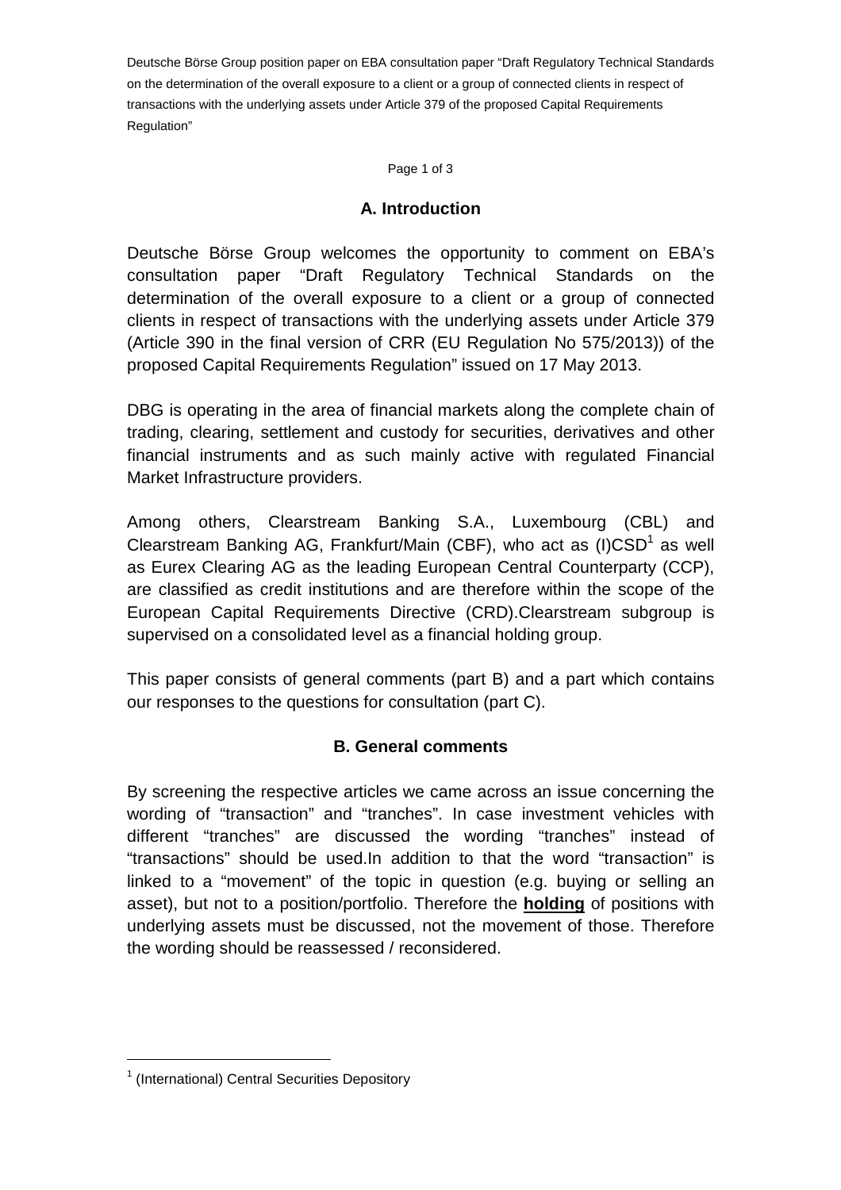## A. Introduction

Deutsche Börse Group welcomes the opportunity to comment on EBA's consultation paper "Draft Regulatory Technical Standards on the determination of the overall exposure to a client or a group of connected clients in respect of transactions with the underlying assets under Article 379 (Article 390 in the final version of CRR (EU Regulation No 575/2013)) of the proposed Capital Requirements Regulation" issued on 17 May 2013.

DBG is operating in the area of financial markets along the complete chain of trading, clearing, settlement and custody for securities, derivatives and other financial instruments and as such mainly active with regulated Financial Market Infrastructure providers.

Among others, Clearstream Banking S.A., Luxembourg (CBL) and Clearstream Banking AG, Frankfurt/Main (CBF), who act as (I)CSD[1] as well as Eurex Clearing AG as the leading European Central Counterparty (CCP), are classified as credit institutions and are therefore within the scope of the European Capital Requirements Directive (CRD).Clearstream subgroup is supervised on a consolidated level as a financial holding group.

This paper consists of general comments (part B) and a part which contains our responses to the questions for consultation (part C).

## B. General comments

By screening the respective articles we came across an issue concerning the wording of "transaction" and "tranches". In case investment vehicles with different "tranches" are discussed the wording "tranches" instead of "transactions" should be used.In addition to that the word "transaction" is linked to a "movement" of the topic in question (e.g. buying or selling an asset), but not to a position/portfolio. Therefore the **holding** of positions with underlying assets must be discussed, not the movement of those. Therefore the wording should be reassessed / reconsidered.

[1] (International) Central Securities Depository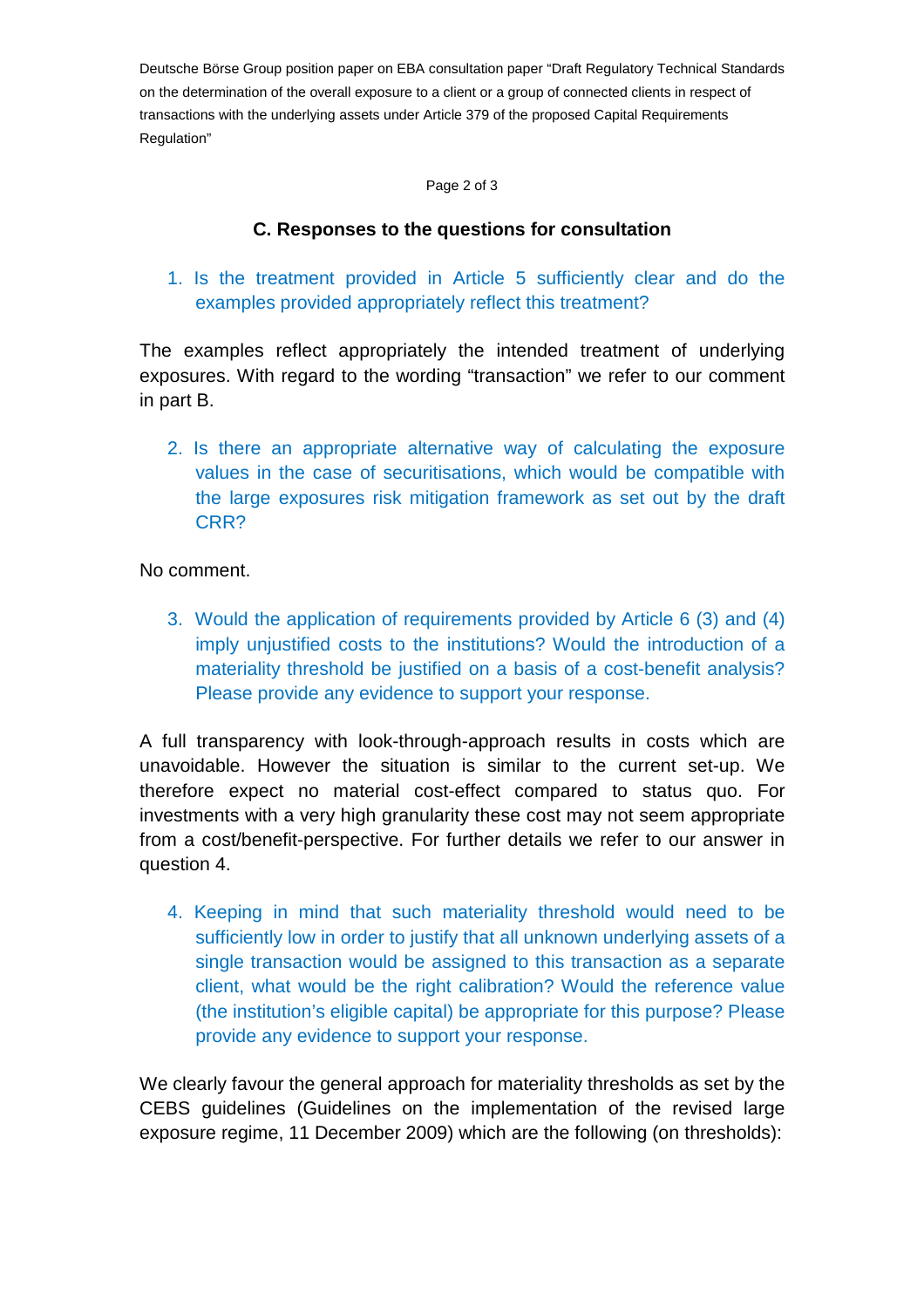## C. Responses to the questions for consultation

1. Is the treatment provided in Article 5 sufficiently clear and do the examples provided appropriately reflect this treatment?

The examples reflect appropriately the intended treatment of underlying exposures. With regard to the wording "transaction" we refer to our comment in part B.

2. Is there an appropriate alternative way of calculating the exposure values in the case of securitisations, which would be compatible with the large exposures risk mitigation framework as set out by the draft CRR?

No comment.

3. Would the application of requirements provided by Article 6 (3) and (4) imply unjustified costs to the institutions? Would the introduction of a materiality threshold be justified on a basis of a cost-benefit analysis? Please provide any evidence to support your response.

A full transparency with look-through-approach results in costs which are unavoidable. However the situation is similar to the current set-up. We therefore expect no material cost-effect compared to status quo. For investments with a very high granularity these cost may not seem appropriate from a cost/benefit-perspective. For further details we refer to our answer in question 4.

4. Keeping in mind that such materiality threshold would need to be sufficiently low in order to justify that all unknown underlying assets of a single transaction would be assigned to this transaction as a separate client, what would be the right calibration? Would the reference value (the institution's eligible capital) be appropriate for this purpose? Please provide any evidence to support your response.

We clearly favour the general approach for materiality thresholds as set by the CEBS guidelines (Guidelines on the implementation of the revised large exposure regime, 11 December 2009) which are the following (on thresholds):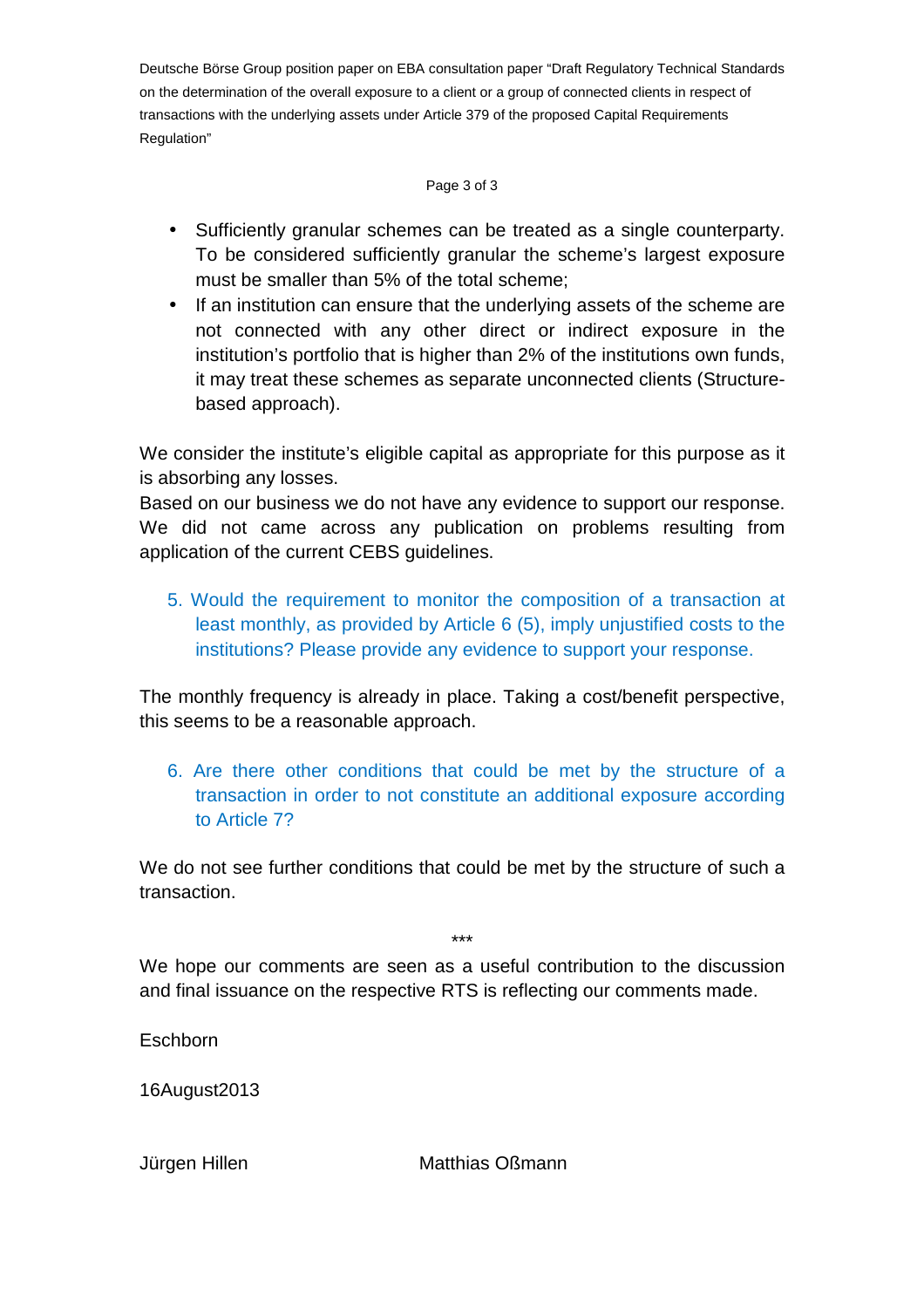- Sufficiently granular schemes can be treated as a single counterparty. To be considered sufficiently granular the scheme's largest exposure must be smaller than 5% of the total scheme;
- If an institution can ensure that the underlying assets of the scheme are not connected with any other direct or indirect exposure in the institution's portfolio that is higher than 2% of the institutions own funds, it may treat these schemes as separate unconnected clients (Structure-based approach).

We consider the institute's eligible capital as appropriate for this purpose as it is absorbing any losses.
Based on our business we do not have any evidence to support our response. We did not came across any publication on problems resulting from application of the current CEBS guidelines.

5. Would the requirement to monitor the composition of a transaction at least monthly, as provided by Article 6 (5), imply unjustified costs to the institutions? Please provide any evidence to support your response.

The monthly frequency is already in place. Taking a cost/benefit perspective, this seems to be a reasonable approach.

6. Are there other conditions that could be met by the structure of a transaction in order to not constitute an additional exposure according to Article 7?

We do not see further conditions that could be met by the structure of such a transaction.

***

We hope our comments are seen as a useful contribution to the discussion and final issuance on the respective RTS is reflecting our comments made.

Eschborn

16August2013

Jürgen Hillen                    Matthias Oßmann